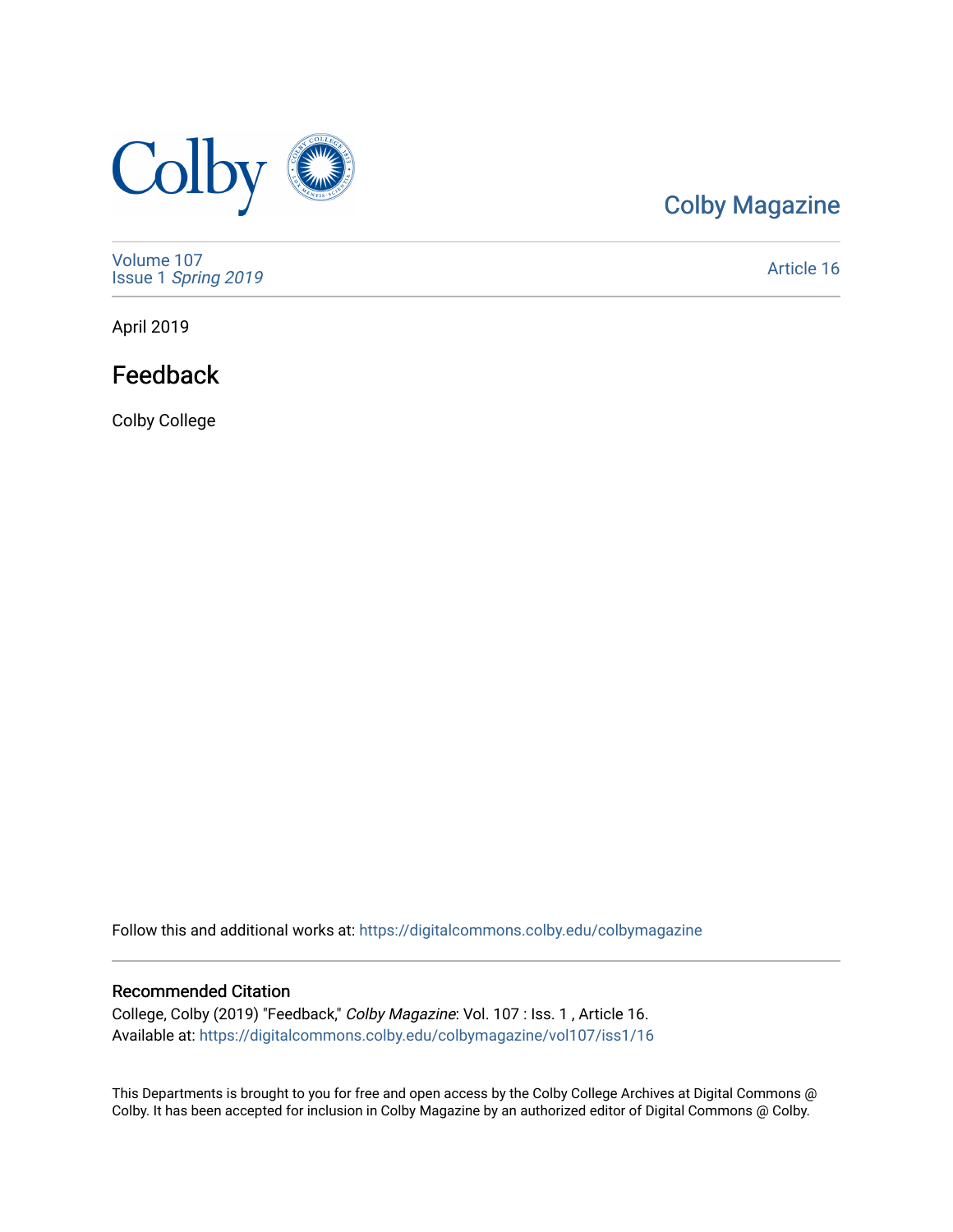Colby Magazine

Volume 107
Issue 1 *Spring 2019*

Article 16

April 2019

# Feedback

Colby College

Follow this and additional works at: https://digitalcommons.colby.edu/colbymagazine

## Recommended Citation

College, Colby (2019) "Feedback," *Colby Magazine*: Vol. 107 : Iss. 1 , Article 16.
Available at: https://digitalcommons.colby.edu/colbymagazine/vol107/iss1/16

This Departments is brought to you for free and open access by the Colby College Archives at Digital Commons @ Colby. It has been accepted for inclusion in Colby Magazine by an authorized editor of Digital Commons @ Colby.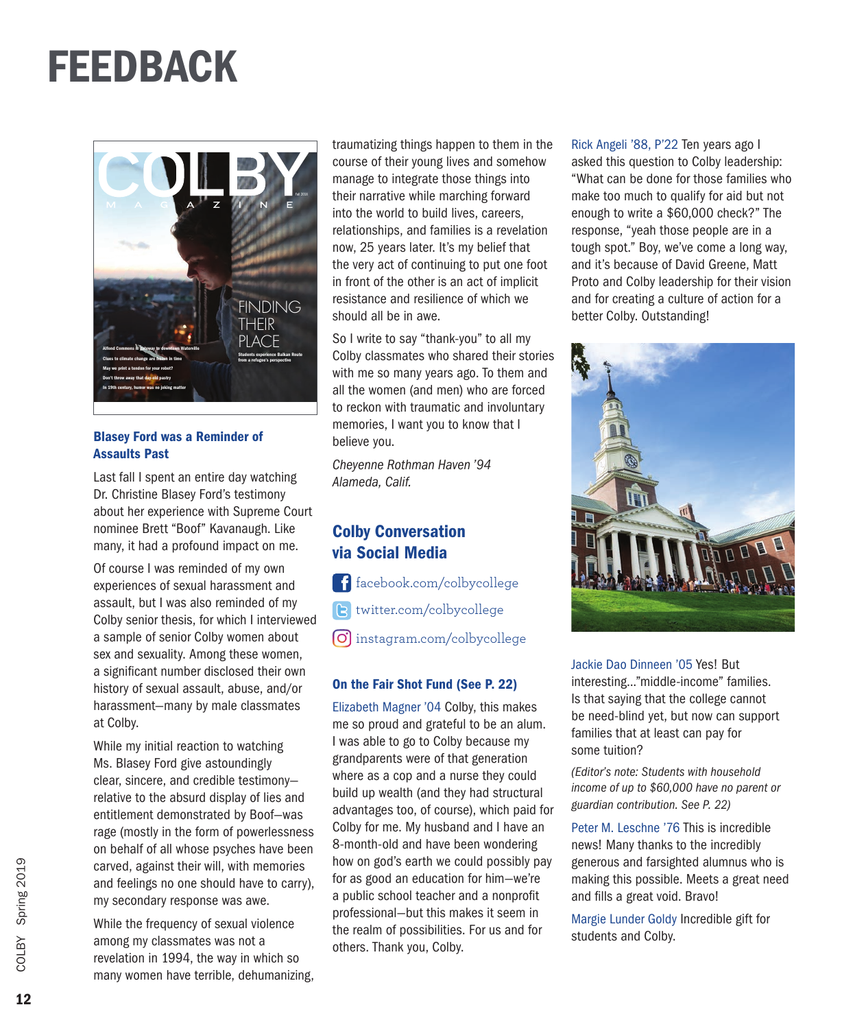# FEEDBACK

### Blasey Ford was a Reminder of Assaults Past

Last fall I spent an entire day watching Dr. Christine Blasey Ford's testimony about her experience with Supreme Court nominee Brett "Boof" Kavanaugh. Like many, it had a profound impact on me.

Of course I was reminded of my own experiences of sexual harassment and assault, but I was also reminded of my Colby senior thesis, for which I interviewed a sample of senior Colby women about sex and sexuality. Among these women, a significant number disclosed their own history of sexual assault, abuse, and/or harassment—many by male classmates at Colby.

While my initial reaction to watching Ms. Blasey Ford give astoundingly clear, sincere, and credible testimony—relative to the absurd display of lies and entitlement demonstrated by Boof—was rage (mostly in the form of powerlessness on behalf of all whose psyches have been carved, against their will, with memories and feelings no one should have to carry), my secondary response was awe.

While the frequency of sexual violence among my classmates was not a revelation in 1994, the way in which so many women have terrible, dehumanizing, traumatizing things happen to them in the course of their young lives and somehow manage to integrate those things into their narrative while marching forward into the world to build lives, careers, relationships, and families is a revelation now, 25 years later. It's my belief that the very act of continuing to put one foot in front of the other is an act of implicit resistance and resilience of which we should all be in awe.

So I write to say "thank-you" to all my Colby classmates who shared their stories with me so many years ago. To them and all the women (and men) who are forced to reckon with traumatic and involuntary memories, I want you to know that I believe you.

*Cheyenne Rothman Haven '94*
*Alameda, Calif.*

## Colby Conversation via Social Media

facebook.com/colbycollege

twitter.com/colbycollege

instagram.com/colbycollege

### On the Fair Shot Fund (See P. 22)

Elizabeth Magner '04 Colby, this makes me so proud and grateful to be an alum. I was able to go to Colby because my grandparents were of that generation where as a cop and a nurse they could build up wealth (and they had structural advantages too, of course), which paid for Colby for me. My husband and I have an 8-month-old and have been wondering how on god's earth we could possibly pay for as good an education for him—we're a public school teacher and a nonprofit professional—but this makes it seem in the realm of possibilities. For us and for others. Thank you, Colby.

Rick Angeli '88, P'22 Ten years ago I asked this question to Colby leadership: "What can be done for those families who make too much to qualify for aid but not enough to write a $60,000 check?" The response, "yeah those people are in a tough spot." Boy, we've come a long way, and it's because of David Greene, Matt Proto and Colby leadership for their vision and for creating a culture of action for a better Colby. Outstanding!

Jackie Dao Dinneen '05 Yes! But interesting..."middle-income" families. Is that saying that the college cannot be need-blind yet, but now can support families that at least can pay for some tuition?

*(Editor's note: Students with household income of up to $60,000 have no parent or guardian contribution. See P. 22)*

Peter M. Leschne '76 This is incredible news! Many thanks to the incredibly generous and farsighted alumnus who is making this possible. Meets a great need and fills a great void. Bravo!

Margie Lunder Goldy Incredible gift for students and Colby.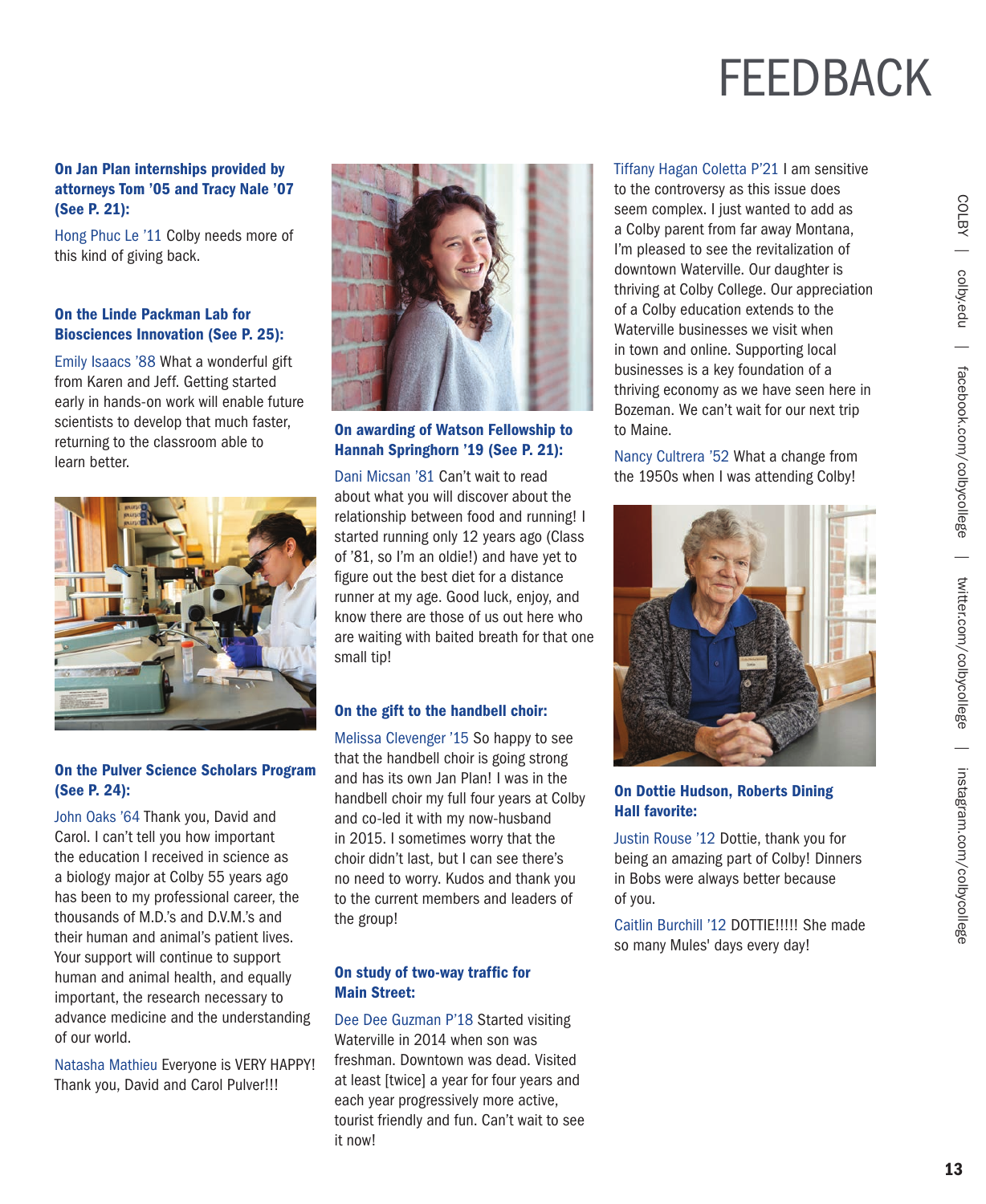# FEEDBACK

**On Jan Plan internships provided by attorneys Tom '05 and Tracy Nale '07 (See P. 21):**

Hong Phuc Le '11 Colby needs more of this kind of giving back.

**On the Linde Packman Lab for Biosciences Innovation (See P. 25):**

Emily Isaacs '88 What a wonderful gift from Karen and Jeff. Getting started early in hands-on work will enable future scientists to develop that much faster, returning to the classroom able to learn better.

**On the Pulver Science Scholars Program (See P. 24):**

John Oaks '64 Thank you, David and Carol. I can't tell you how important the education I received in science as a biology major at Colby 55 years ago has been to my professional career, the thousands of M.D.'s and D.V.M.'s and their human and animal's patient lives. Your support will continue to support human and animal health, and equally important, the research necessary to advance medicine and the understanding of our world.

Natasha Mathieu Everyone is VERY HAPPY! Thank you, David and Carol Pulver!!!

**On awarding of Watson Fellowship to Hannah Springhorn '19 (See P. 21):**

Dani Micsan '81 Can't wait to read about what you will discover about the relationship between food and running! I started running only 12 years ago (Class of '81, so I'm an oldie!) and have yet to figure out the best diet for a distance runner at my age. Good luck, enjoy, and know there are those of us out here who are waiting with baited breath for that one small tip!

**On the gift to the handbell choir:**

Melissa Clevenger '15 So happy to see that the handbell choir is going strong and has its own Jan Plan! I was in the handbell choir my full four years at Colby and co-led it with my now-husband in 2015. I sometimes worry that the choir didn't last, but I can see there's no need to worry. Kudos and thank you to the current members and leaders of the group!

**On study of two-way traffic for Main Street:**

Dee Dee Guzman P'18 Started visiting Waterville in 2014 when son was freshman. Downtown was dead. Visited at least [twice] a year for four years and each year progressively more active, tourist friendly and fun. Can't wait to see it now!

Tiffany Hagan Coletta P'21 I am sensitive to the controversy as this issue does seem complex. I just wanted to add as a Colby parent from far away Montana, I'm pleased to see the revitalization of downtown Waterville. Our daughter is thriving at Colby College. Our appreciation of a Colby education extends to the Waterville businesses we visit when in town and online. Supporting local businesses is a key foundation of a thriving economy as we have seen here in Bozeman. We can't wait for our next trip to Maine.

Nancy Cultrera '52 What a change from the 1950s when I was attending Colby!

**On Dottie Hudson, Roberts Dining Hall favorite:**

Justin Rouse '12 Dottie, thank you for being an amazing part of Colby! Dinners in Bobs were always better because of you.

Caitlin Burchill '12 DOTTIE!!!!! She made so many Mules' days every day!